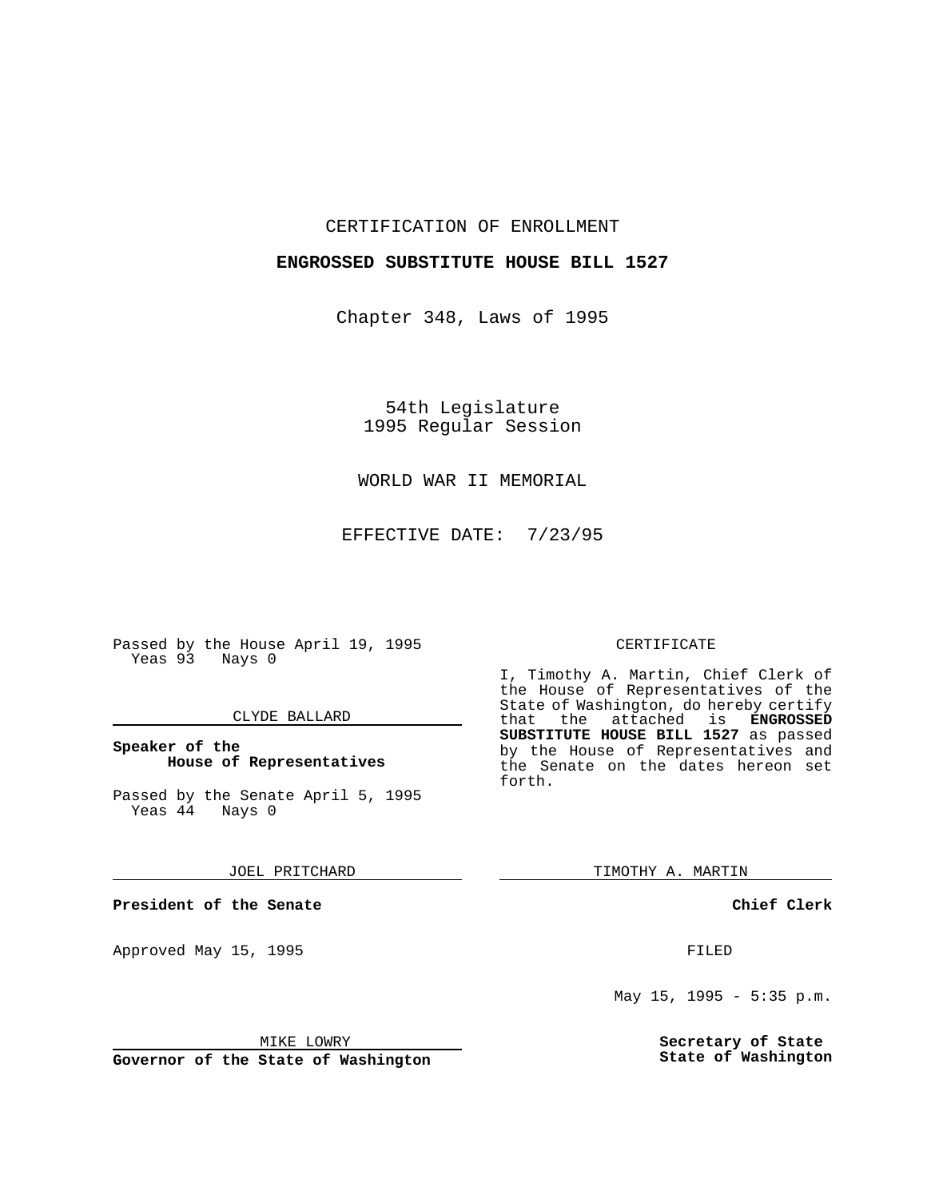CERTIFICATION OF ENROLLMENT

**ENGROSSED SUBSTITUTE HOUSE BILL 1527**

Chapter 348, Laws of 1995

54th Legislature
1995 Regular Session

WORLD WAR II MEMORIAL

EFFECTIVE DATE: 7/23/95

Passed by the House April 19, 1995
Yeas 93 Nays 0

CLYDE BALLARD

**Speaker of the House of Representatives**

Passed by the Senate April 5, 1995
Yeas 44 Nays 0

JOEL PRITCHARD

**President of the Senate**

Approved May 15, 1995

MIKE LOWRY

**Governor of the State of Washington**

CERTIFICATE

I, Timothy A. Martin, Chief Clerk of the House of Representatives of the State of Washington, do hereby certify that the attached is **ENGROSSED SUBSTITUTE HOUSE BILL 1527** as passed by the House of Representatives and the Senate on the dates hereon set forth.

TIMOTHY A. MARTIN

**Chief Clerk**

FILED

May 15, 1995 - 5:35 p.m.

**Secretary of State**
**State of Washington**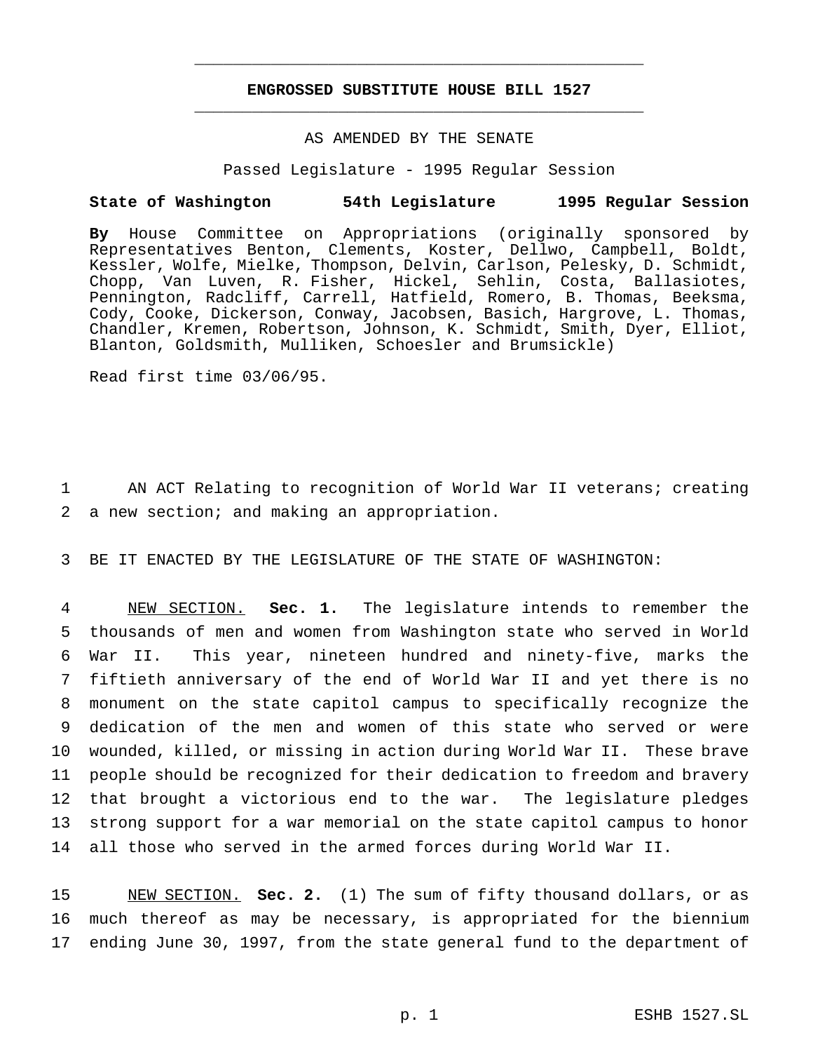# ENGROSSED SUBSTITUTE HOUSE BILL 1527

AS AMENDED BY THE SENATE

Passed Legislature - 1995 Regular Session

**State of Washington 54th Legislature 1995 Regular Session**

**By** House Committee on Appropriations (originally sponsored by Representatives Benton, Clements, Koster, Dellwo, Campbell, Boldt, Kessler, Wolfe, Mielke, Thompson, Delvin, Carlson, Pelesky, D. Schmidt, Chopp, Van Luven, R. Fisher, Hickel, Sehlin, Costa, Ballasiotes, Pennington, Radcliff, Carrell, Hatfield, Romero, B. Thomas, Beeksma, Cody, Cooke, Dickerson, Conway, Jacobsen, Basich, Hargrove, L. Thomas, Chandler, Kremen, Robertson, Johnson, K. Schmidt, Smith, Dyer, Elliot, Blanton, Goldsmith, Mulliken, Schoesler and Brumsickle)

Read first time 03/06/95.

1 AN ACT Relating to recognition of World War II veterans; creating
2 a new section; and making an appropriation.

3 BE IT ENACTED BY THE LEGISLATURE OF THE STATE OF WASHINGTON:

4 NEW SECTION. **Sec. 1.** The legislature intends to remember the
5 thousands of men and women from Washington state who served in World
6 War II. This year, nineteen hundred and ninety-five, marks the
7 fiftieth anniversary of the end of World War II and yet there is no
8 monument on the state capitol campus to specifically recognize the
9 dedication of the men and women of this state who served or were
10 wounded, killed, or missing in action during World War II. These brave
11 people should be recognized for their dedication to freedom and bravery
12 that brought a victorious end to the war. The legislature pledges
13 strong support for a war memorial on the state capitol campus to honor
14 all those who served in the armed forces during World War II.

15 NEW SECTION. **Sec. 2.** (1) The sum of fifty thousand dollars, or as
16 much thereof as may be necessary, is appropriated for the biennium
17 ending June 30, 1997, from the state general fund to the department of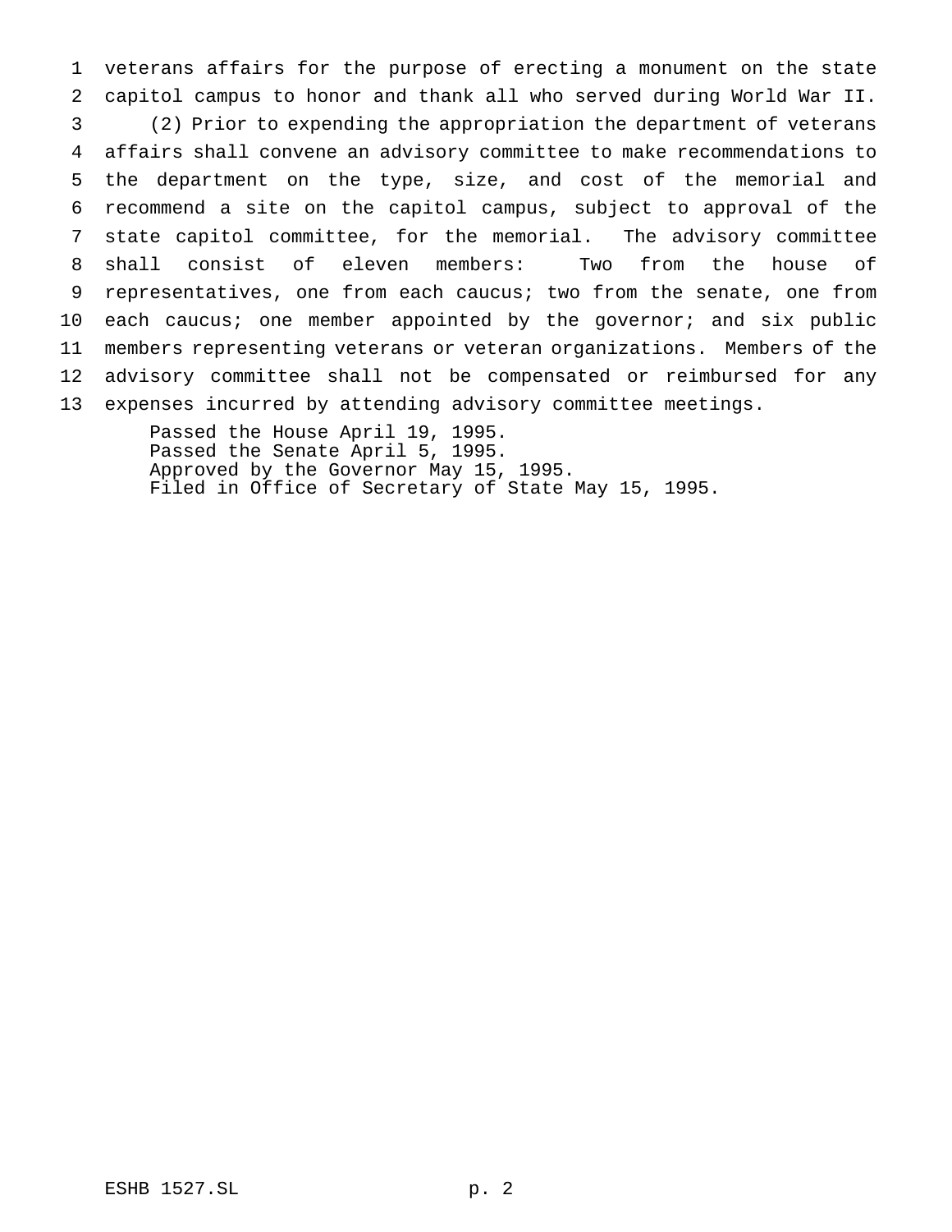veterans affairs for the purpose of erecting a monument on the state capitol campus to honor and thank all who served during World War II.

(2) Prior to expending the appropriation the department of veterans affairs shall convene an advisory committee to make recommendations to the department on the type, size, and cost of the memorial and recommend a site on the capitol campus, subject to approval of the state capitol committee, for the memorial. The advisory committee shall consist of eleven members: Two from the house of representatives, one from each caucus; two from the senate, one from each caucus; one member appointed by the governor; and six public members representing veterans or veteran organizations. Members of the advisory committee shall not be compensated or reimbursed for any expenses incurred by attending advisory committee meetings.

Passed the House April 19, 1995.
Passed the Senate April 5, 1995.
Approved by the Governor May 15, 1995.
Filed in Office of Secretary of State May 15, 1995.